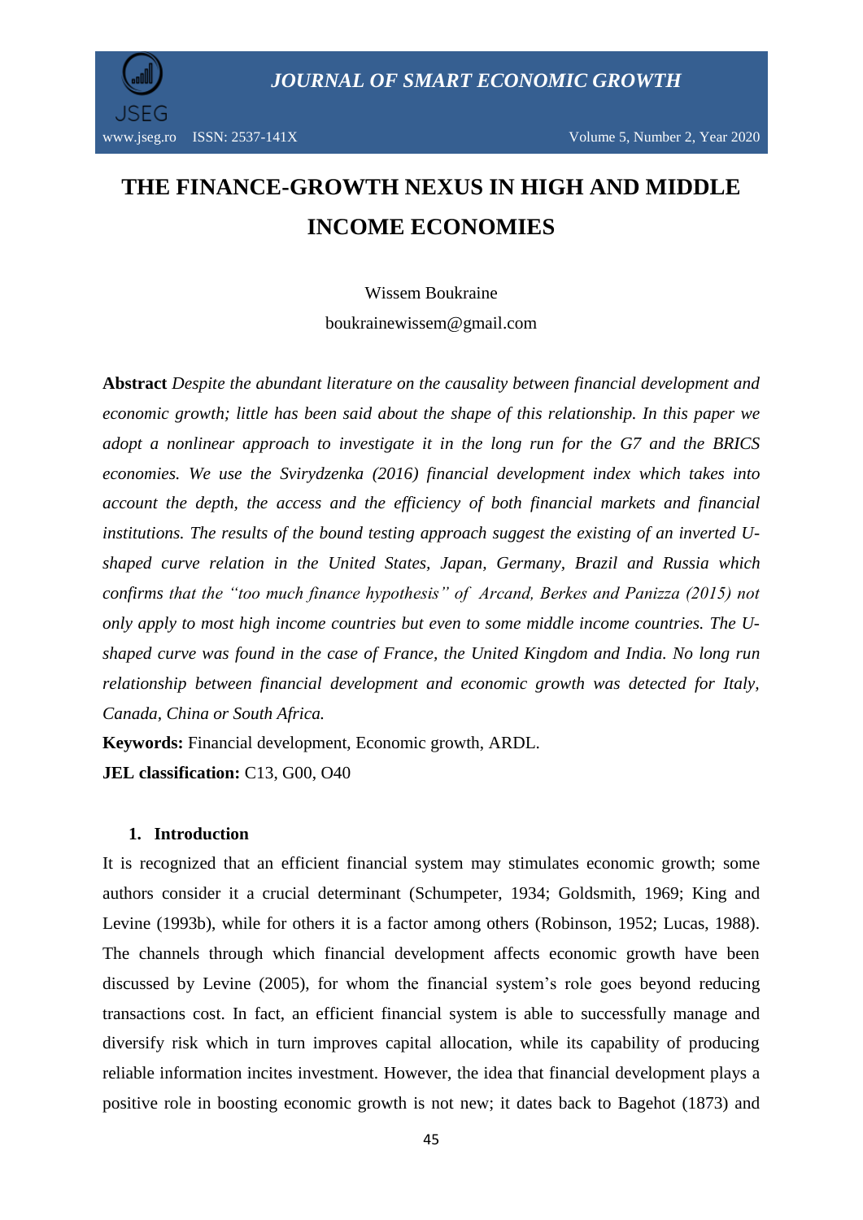# THE FINANCE-GROWTH NEXUS IN HIGH AND MIDDLE INCOME ECONOMIES

Wissem Boukraine

boukrainewissem@gmail.com

**Abstract** *Despite the abundant literature on the causality between financial development and economic growth; little has been said about the shape of this relationship. In this paper we adopt a nonlinear approach to investigate it in the long run for the G7 and the BRICS economies. We use the Svirydzenka (2016) financial development index which takes into account the depth, the access and the efficiency of both financial markets and financial institutions. The results of the bound testing approach suggest the existing of an inverted U-shaped curve relation in the United States, Japan, Germany, Brazil and Russia which confirms that the "too much finance hypothesis" of Arcand, Berkes and Panizza (2015) not only apply to most high income countries but even to some middle income countries. The U-shaped curve was found in the case of France, the United Kingdom and India. No long run relationship between financial development and economic growth was detected for Italy, Canada, China or South Africa.*

**Keywords:** Financial development, Economic growth, ARDL.

**JEL classification:** C13, G00, O40

## 1. Introduction

It is recognized that an efficient financial system may stimulates economic growth; some authors consider it a crucial determinant (Schumpeter, 1934; Goldsmith, 1969; King and Levine (1993b), while for others it is a factor among others (Robinson, 1952; Lucas, 1988). The channels through which financial development affects economic growth have been discussed by Levine (2005), for whom the financial system's role goes beyond reducing transactions cost. In fact, an efficient financial system is able to successfully manage and diversify risk which in turn improves capital allocation, while its capability of producing reliable information incites investment. However, the idea that financial development plays a positive role in boosting economic growth is not new; it dates back to Bagehot (1873) and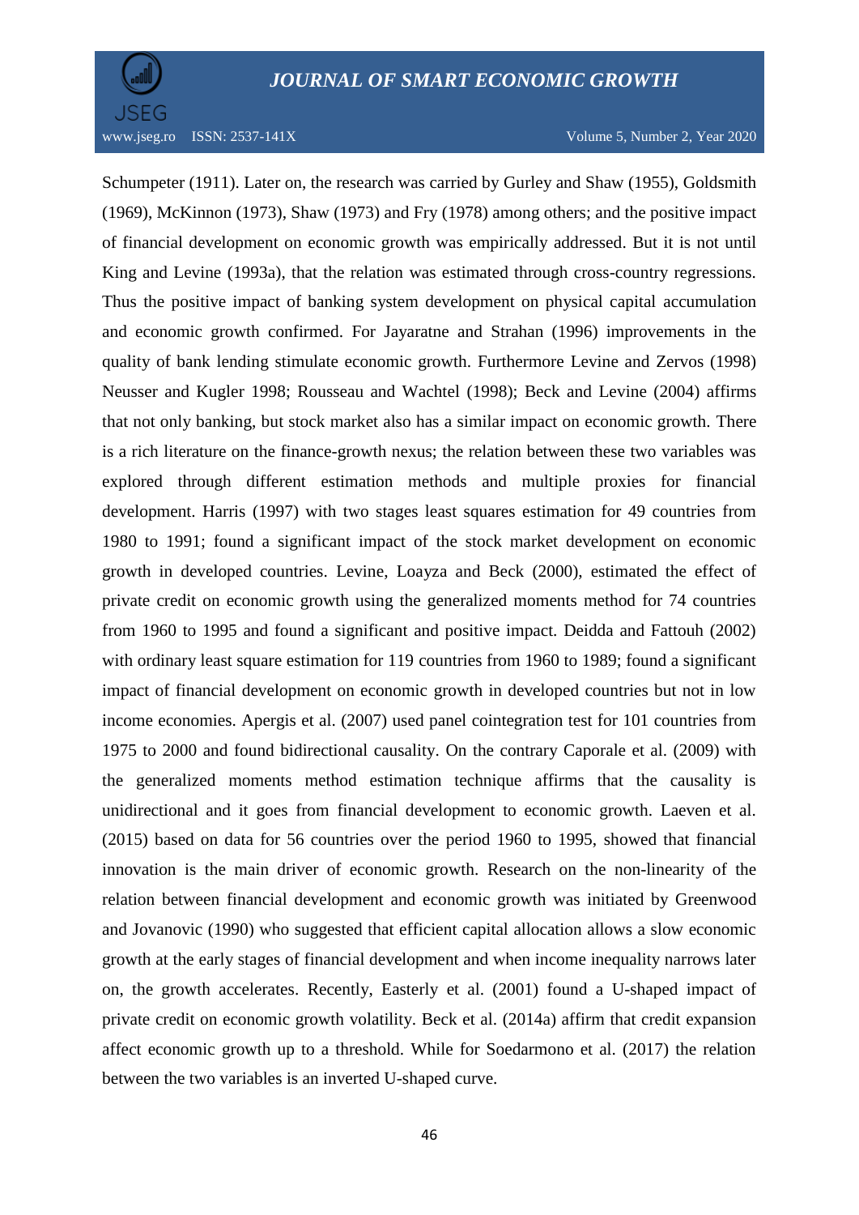Schumpeter (1911). Later on, the research was carried by Gurley and Shaw (1955), Goldsmith (1969), McKinnon (1973), Shaw (1973) and Fry (1978) among others; and the positive impact of financial development on economic growth was empirically addressed. But it is not until King and Levine (1993a), that the relation was estimated through cross-country regressions. Thus the positive impact of banking system development on physical capital accumulation and economic growth confirmed. For Jayaratne and Strahan (1996) improvements in the quality of bank lending stimulate economic growth. Furthermore Levine and Zervos (1998) Neusser and Kugler 1998; Rousseau and Wachtel (1998); Beck and Levine (2004) affirms that not only banking, but stock market also has a similar impact on economic growth. There is a rich literature on the finance-growth nexus; the relation between these two variables was explored through different estimation methods and multiple proxies for financial development. Harris (1997) with two stages least squares estimation for 49 countries from 1980 to 1991; found a significant impact of the stock market development on economic growth in developed countries. Levine, Loayza and Beck (2000), estimated the effect of private credit on economic growth using the generalized moments method for 74 countries from 1960 to 1995 and found a significant and positive impact. Deidda and Fattouh (2002) with ordinary least square estimation for 119 countries from 1960 to 1989; found a significant impact of financial development on economic growth in developed countries but not in low income economies. Apergis et al. (2007) used panel cointegration test for 101 countries from 1975 to 2000 and found bidirectional causality. On the contrary Caporale et al. (2009) with the generalized moments method estimation technique affirms that the causality is unidirectional and it goes from financial development to economic growth. Laeven et al. (2015) based on data for 56 countries over the period 1960 to 1995, showed that financial innovation is the main driver of economic growth. Research on the non-linearity of the relation between financial development and economic growth was initiated by Greenwood and Jovanovic (1990) who suggested that efficient capital allocation allows a slow economic growth at the early stages of financial development and when income inequality narrows later on, the growth accelerates. Recently, Easterly et al. (2001) found a U-shaped impact of private credit on economic growth volatility. Beck et al. (2014a) affirm that credit expansion affect economic growth up to a threshold. While for Soedarmono et al. (2017) the relation between the two variables is an inverted U-shaped curve.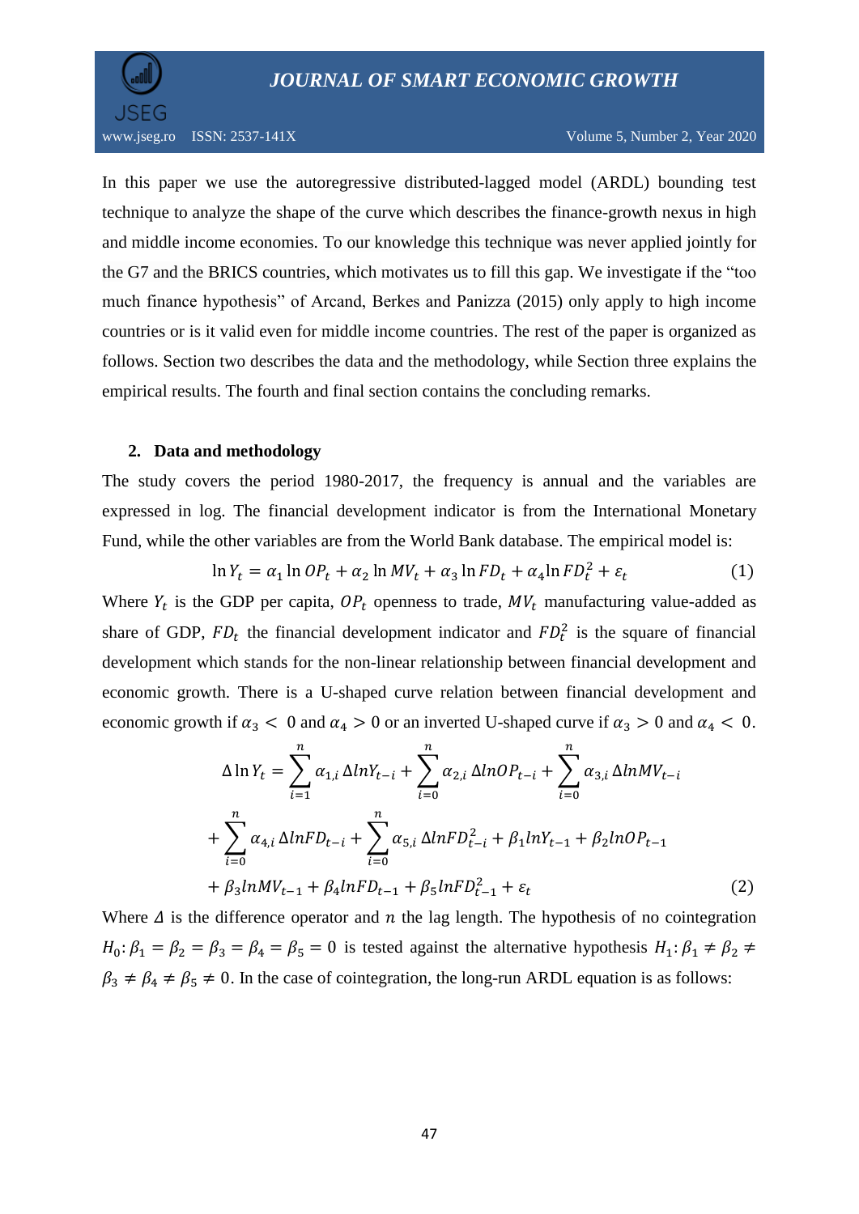In this paper we use the autoregressive distributed-lagged model (ARDL) bounding test technique to analyze the shape of the curve which describes the finance-growth nexus in high and middle income economies. To our knowledge this technique was never applied jointly for the G7 and the BRICS countries, which motivates us to fill this gap. We investigate if the "too much finance hypothesis" of Arcand, Berkes and Panizza (2015) only apply to high income countries or is it valid even for middle income countries. The rest of the paper is organized as follows. Section two describes the data and the methodology, while Section three explains the empirical results. The fourth and final section contains the concluding remarks.

## 2. Data and methodology

The study covers the period 1980-2017, the frequency is annual and the variables are expressed in log. The financial development indicator is from the International Monetary Fund, while the other variables are from the World Bank database. The empirical model is:

$$\ln Y_t = \alpha_1 \ln OP_t + \alpha_2 \ln MV_t + \alpha_3 \ln FD_t + \alpha_4 \ln FD_t^2 + \varepsilon_t \quad (1)$$

Where $Y_t$ is the GDP per capita, $OP_t$ openness to trade, $MV_t$ manufacturing value-added as share of GDP, $FD_t$ the financial development indicator and $FD_t^2$ is the square of financial development which stands for the non-linear relationship between financial development and economic growth. There is a U-shaped curve relation between financial development and economic growth if $\alpha_3 < 0$ and $\alpha_4 > 0$ or an inverted U-shaped curve if $\alpha_3 > 0$ and $\alpha_4 < 0$.

$$\begin{aligned}\Delta \ln Y_t = &\sum_{i=1}^{n} \alpha_{1,i}\, \Delta lnY_{t-i} + \sum_{i=0}^{n} \alpha_{2,i}\, \Delta lnOP_{t-i} + \sum_{i=0}^{n} \alpha_{3,i}\, \Delta lnMV_{t-i} \\ &+ \sum_{i=0}^{n} \alpha_{4,i}\, \Delta lnFD_{t-i} + \sum_{i=0}^{n} \alpha_{5,i}\, \Delta lnFD_{t-i}^2 + \beta_1 lnY_{t-1} + \beta_2 lnOP_{t-1} \\ &+ \beta_3 lnMV_{t-1} + \beta_4 lnFD_{t-1} + \beta_5 lnFD_{t-1}^2 + \varepsilon_t \end{aligned} \quad (2)$$

Where $\Delta$ is the difference operator and $n$ the lag length. The hypothesis of no cointegration $H_0: \beta_1 = \beta_2 = \beta_3 = \beta_4 = \beta_5 = 0$ is tested against the alternative hypothesis $H_1: \beta_1 \neq \beta_2 \neq \beta_3 \neq \beta_4 \neq \beta_5 \neq 0$. In the case of cointegration, the long-run ARDL equation is as follows: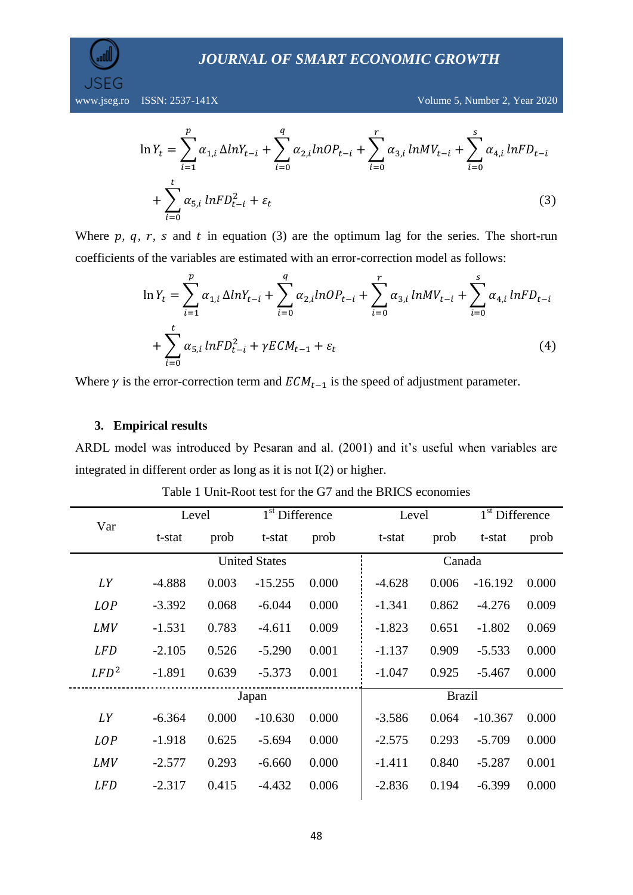$$\ln Y_t = \sum_{i=1}^{p} \alpha_{1,i} \Delta lnY_{t-i} + \sum_{i=0}^{q} \alpha_{2,i} lnOP_{t-i} + \sum_{i=0}^{r} \alpha_{3,i} \, lnMV_{t-i} + \sum_{i=0}^{s} \alpha_{4,i} \, lnFD_{t-i} + \sum_{i=0}^{t} \alpha_{5,i} \, lnFD_{t-i}^2 + \varepsilon_t \quad (3)$$

Where $p$, $q$, $r$, $s$ and $t$ in equation (3) are the optimum lag for the series. The short-run coefficients of the variables are estimated with an error-correction model as follows:

$$\ln Y_t = \sum_{i=1}^{p} \alpha_{1,i} \Delta lnY_{t-i} + \sum_{i=0}^{q} \alpha_{2,i} lnOP_{t-i} + \sum_{i=0}^{r} \alpha_{3,i} \, lnMV_{t-i} + \sum_{i=0}^{s} \alpha_{4,i} \, lnFD_{t-i} + \sum_{i=0}^{t} \alpha_{5,i} \, lnFD_{t-i}^2 + \gamma ECM_{t-1} + \varepsilon_t \quad (4)$$

Where $\gamma$ is the error-correction term and $ECM_{t-1}$ is the speed of adjustment parameter.

## 3. Empirical results

ARDL model was introduced by Pesaran and al. (2001) and it's useful when variables are integrated in different order as long as it is not I(2) or higher.

Table 1 Unit-Root test for the G7 and the BRICS economies

| Var | Level | | 1st Difference | | Level | | 1st Difference | |
|---|---|---|---|---|---|---|---|---|
| | t-stat | prob | t-stat | prob | t-stat | prob | t-stat | prob |
| | United States | | | | Canada | | | |
| $LY$ | -4.888 | 0.003 | -15.255 | 0.000 | -4.628 | 0.006 | -16.192 | 0.000 |
| $LOP$ | -3.392 | 0.068 | -6.044 | 0.000 | -1.341 | 0.862 | -4.276 | 0.009 |
| $LMV$ | -1.531 | 0.783 | -4.611 | 0.009 | -1.823 | 0.651 | -1.802 | 0.069 |
| $LFD$ | -2.105 | 0.526 | -5.290 | 0.001 | -1.137 | 0.909 | -5.533 | 0.000 |
| $LFD^2$ | -1.891 | 0.639 | -5.373 | 0.001 | -1.047 | 0.925 | -5.467 | 0.000 |
| | Japan | | | | Brazil | | | |
| $LY$ | -6.364 | 0.000 | -10.630 | 0.000 | -3.586 | 0.064 | -10.367 | 0.000 |
| $LOP$ | -1.918 | 0.625 | -5.694 | 0.000 | -2.575 | 0.293 | -5.709 | 0.000 |
| $LMV$ | -2.577 | 0.293 | -6.660 | 0.000 | -1.411 | 0.840 | -5.287 | 0.001 |
| $LFD$ | -2.317 | 0.415 | -4.432 | 0.006 | -2.836 | 0.194 | -6.399 | 0.000 |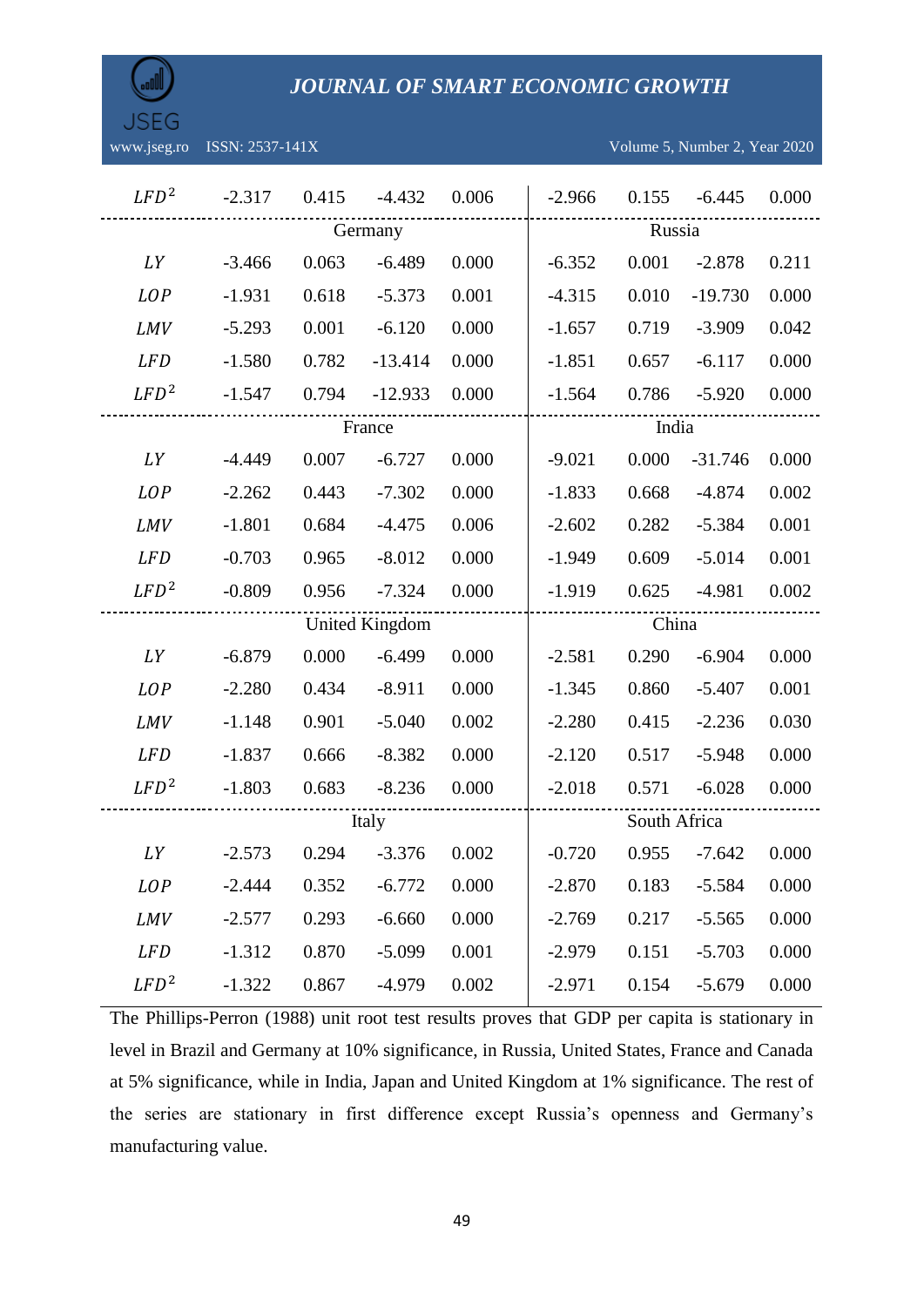| | | | | | | | | |
|---|---|---|---|---|---|---|---|---|
| $LFD^2$ | -2.317 | 0.415 | -4.432 | 0.006 | -2.966 | 0.155 | -6.445 | 0.000 |
| | | Germany | | | | Russia | | |
| $LY$ | -3.466 | 0.063 | -6.489 | 0.000 | -6.352 | 0.001 | -2.878 | 0.211 |
| $LOP$ | -1.931 | 0.618 | -5.373 | 0.001 | -4.315 | 0.010 | -19.730 | 0.000 |
| $LMV$ | -5.293 | 0.001 | -6.120 | 0.000 | -1.657 | 0.719 | -3.909 | 0.042 |
| $LFD$ | -1.580 | 0.782 | -13.414 | 0.000 | -1.851 | 0.657 | -6.117 | 0.000 |
| $LFD^2$ | -1.547 | 0.794 | -12.933 | 0.000 | -1.564 | 0.786 | -5.920 | 0.000 |
| | | France | | | | India | | |
| $LY$ | -4.449 | 0.007 | -6.727 | 0.000 | -9.021 | 0.000 | -31.746 | 0.000 |
| $LOP$ | -2.262 | 0.443 | -7.302 | 0.000 | -1.833 | 0.668 | -4.874 | 0.002 |
| $LMV$ | -1.801 | 0.684 | -4.475 | 0.006 | -2.602 | 0.282 | -5.384 | 0.001 |
| $LFD$ | -0.703 | 0.965 | -8.012 | 0.000 | -1.949 | 0.609 | -5.014 | 0.001 |
| $LFD^2$ | -0.809 | 0.956 | -7.324 | 0.000 | -1.919 | 0.625 | -4.981 | 0.002 |
| | | United Kingdom | | | | China | | |
| $LY$ | -6.879 | 0.000 | -6.499 | 0.000 | -2.581 | 0.290 | -6.904 | 0.000 |
| $LOP$ | -2.280 | 0.434 | -8.911 | 0.000 | -1.345 | 0.860 | -5.407 | 0.001 |
| $LMV$ | -1.148 | 0.901 | -5.040 | 0.002 | -2.280 | 0.415 | -2.236 | 0.030 |
| $LFD$ | -1.837 | 0.666 | -8.382 | 0.000 | -2.120 | 0.517 | -5.948 | 0.000 |
| $LFD^2$ | -1.803 | 0.683 | -8.236 | 0.000 | -2.018 | 0.571 | -6.028 | 0.000 |
| | | Italy | | | | South Africa | | |
| $LY$ | -2.573 | 0.294 | -3.376 | 0.002 | -0.720 | 0.955 | -7.642 | 0.000 |
| $LOP$ | -2.444 | 0.352 | -6.772 | 0.000 | -2.870 | 0.183 | -5.584 | 0.000 |
| $LMV$ | -2.577 | 0.293 | -6.660 | 0.000 | -2.769 | 0.217 | -5.565 | 0.000 |
| $LFD$ | -1.312 | 0.870 | -5.099 | 0.001 | -2.979 | 0.151 | -5.703 | 0.000 |
| $LFD^2$ | -1.322 | 0.867 | -4.979 | 0.002 | -2.971 | 0.154 | -5.679 | 0.000 |

The Phillips-Perron (1988) unit root test results proves that GDP per capita is stationary in level in Brazil and Germany at 10% significance, in Russia, United States, France and Canada at 5% significance, while in India, Japan and United Kingdom at 1% significance. The rest of the series are stationary in first difference except Russia's openness and Germany's manufacturing value.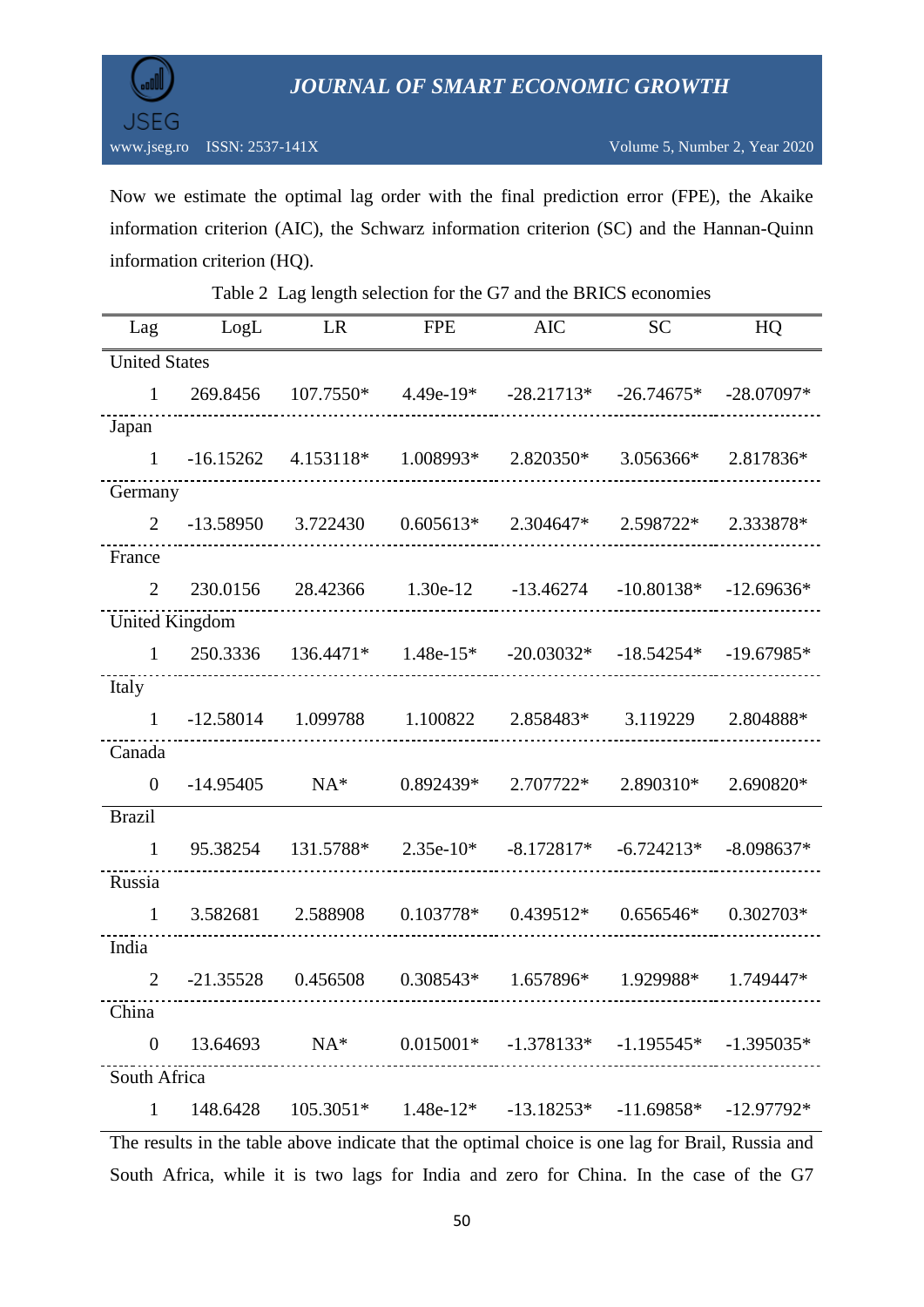Now we estimate the optimal lag order with the final prediction error (FPE), the Akaike information criterion (AIC), the Schwarz information criterion (SC) and the Hannan-Quinn information criterion (HQ).

Table 2 Lag length selection for the G7 and the BRICS economies

| Lag | LogL | LR | FPE | AIC | SC | HQ |
|---|---|---|---|---|---|---|
| United States | | | | | | |
| 1 | 269.8456 | 107.7550* | 4.49e-19* | -28.21713* | -26.74675* | -28.07097* |
| Japan | | | | | | |
| 1 | -16.15262 | 4.153118* | 1.008993* | 2.820350* | 3.056366* | 2.817836* |
| Germany | | | | | | |
| 2 | -13.58950 | 3.722430 | 0.605613* | 2.304647* | 2.598722* | 2.333878* |
| France | | | | | | |
| 2 | 230.0156 | 28.42366 | 1.30e-12 | -13.46274 | -10.80138* | -12.69636* |
| United Kingdom | | | | | | |
| 1 | 250.3336 | 136.4471* | 1.48e-15* | -20.03032* | -18.54254* | -19.67985* |
| Italy | | | | | | |
| 1 | -12.58014 | 1.099788 | 1.100822 | 2.858483* | 3.119229 | 2.804888* |
| Canada | | | | | | |
| 0 | -14.95405 | NA* | 0.892439* | 2.707722* | 2.890310* | 2.690820* |
| Brazil | | | | | | |
| 1 | 95.38254 | 131.5788* | 2.35e-10* | -8.172817* | -6.724213* | -8.098637* |
| Russia | | | | | | |
| 1 | 3.582681 | 2.588908 | 0.103778* | 0.439512* | 0.656546* | 0.302703* |
| India | | | | | | |
| 2 | -21.35528 | 0.456508 | 0.308543* | 1.657896* | 1.929988* | 1.749447* |
| China | | | | | | |
| 0 | 13.64693 | NA* | 0.015001* | -1.378133* | -1.195545* | -1.395035* |
| South Africa | | | | | | |
| 1 | 148.6428 | 105.3051* | 1.48e-12* | -13.18253* | -11.69858* | -12.97792* |

The results in the table above indicate that the optimal choice is one lag for Brail, Russia and South Africa, while it is two lags for India and zero for China. In the case of the G7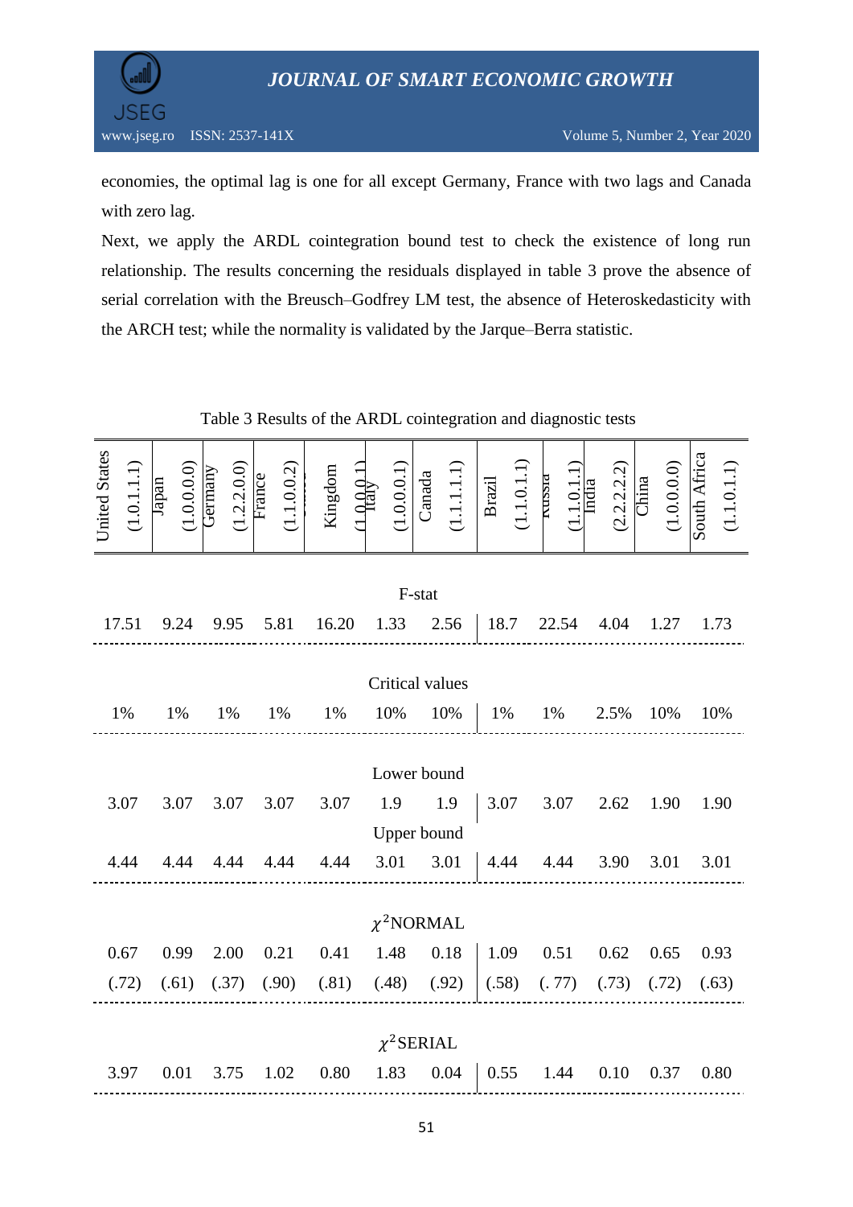economies, the optimal lag is one for all except Germany, France with two lags and Canada with zero lag.

Next, we apply the ARDL cointegration bound test to check the existence of long run relationship. The results concerning the residuals displayed in table 3 prove the absence of serial correlation with the Breusch–Godfrey LM test, the absence of Heteroskedasticity with the ARCH test; while the normality is validated by the Jarque–Berra statistic.

Table 3 Results of the ARDL cointegration and diagnostic tests

| | United States (1.0.1.1.1) | Japan (1.0.0.0.0) | Germany (1.2.2.0.0) | France (1.1.0.0.2) | United Kingdom (1.0.0.0.1) | Italy (1.0.0.0.1) | Canada (1.1.1.1.1) | Brazil (1.1.0.1.1) | Russia (1.1.0.1.1) | India (2.2.2.2.2) | China (1.0.0.0.0) | South Africa (1.1.0.1.1) |
|---|---|---|---|---|---|---|---|---|---|---|---|---|
| **F-stat** | 17.51 | 9.24 | 9.95 | 5.81 | 16.20 | 1.33 | 2.56 | 18.7 | 22.54 | 4.04 | 1.27 | 1.73 |
| **Critical values** | 1% | 1% | 1% | 1% | 1% | 10% | 10% | 1% | 1% | 2.5% | 10% | 10% |
| **Lower bound** | 3.07 | 3.07 | 3.07 | 3.07 | 3.07 | 1.9 | 1.9 | 3.07 | 3.07 | 2.62 | 1.90 | 1.90 |
| **Upper bound** | 4.44 | 4.44 | 4.44 | 4.44 | 4.44 | 3.01 | 3.01 | 4.44 | 4.44 | 3.90 | 3.01 | 3.01 |
| **$\chi^2$NORMAL** | 0.67 | 0.99 | 2.00 | 0.21 | 0.41 | 1.48 | 0.18 | 1.09 | 0.51 | 0.62 | 0.65 | 0.93 |
| | (.72) | (.61) | (.37) | (.90) | (.81) | (.48) | (.92) | (.58) | (. 77) | (.73) | (.72) | (.63) |
| **$\chi^2$SERIAL** | 3.97 | 0.01 | 3.75 | 1.02 | 0.80 | 1.83 | 0.04 | 0.55 | 1.44 | 0.10 | 0.37 | 0.80 |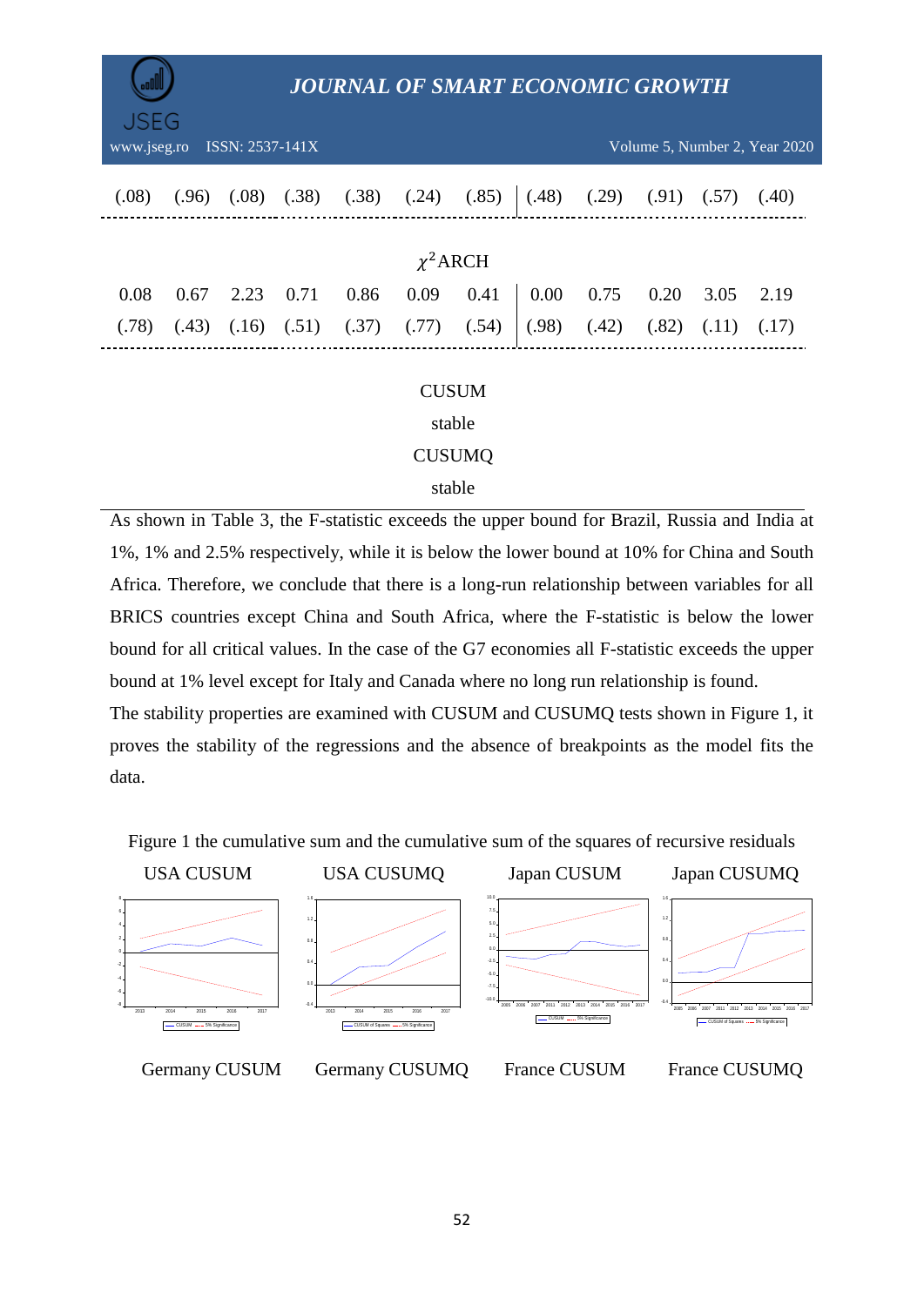| | | | | | | | | | | | |
|---|---|---|---|---|---|---|---|---|---|---|---|
| (.08) | (.96) | (.08) | (.38) | (.38) | (.24) | (.85) | (.48) | (.29) | (.91) | (.57) | (.40) |
| $\chi^2$ARCH | | | | | | | | | | | |
| 0.08 | 0.67 | 2.23 | 0.71 | 0.86 | 0.09 | 0.41 | 0.00 | 0.75 | 0.20 | 3.05 | 2.19 |
| (.78) | (.43) | (.16) | (.51) | (.37) | (.77) | (.54) | (.98) | (.42) | (.82) | (.11) | (.17) |
| CUSUM | | | | | | | | | | | |
| stable | | | | | | | | | | | |
| CUSUMQ | | | | | | | | | | | |
| stable | | | | | | | | | | | |

As shown in Table 3, the F-statistic exceeds the upper bound for Brazil, Russia and India at 1%, 1% and 2.5% respectively, while it is below the lower bound at 10% for China and South Africa. Therefore, we conclude that there is a long-run relationship between variables for all BRICS countries except China and South Africa, where the F-statistic is below the lower bound for all critical values. In the case of the G7 economies all F-statistic exceeds the upper bound at 1% level except for Italy and Canada where no long run relationship is found.

The stability properties are examined with CUSUM and CUSUMQ tests shown in Figure 1, it proves the stability of the regressions and the absence of breakpoints as the model fits the data.

Figure 1 the cumulative sum and the cumulative sum of the squares of recursive residuals

USA CUSUM | USA CUSUMQ | Japan CUSUM | Japan CUSUMQ

Germany CUSUM | Germany CUSUMQ | France CUSUM | France CUSUMQ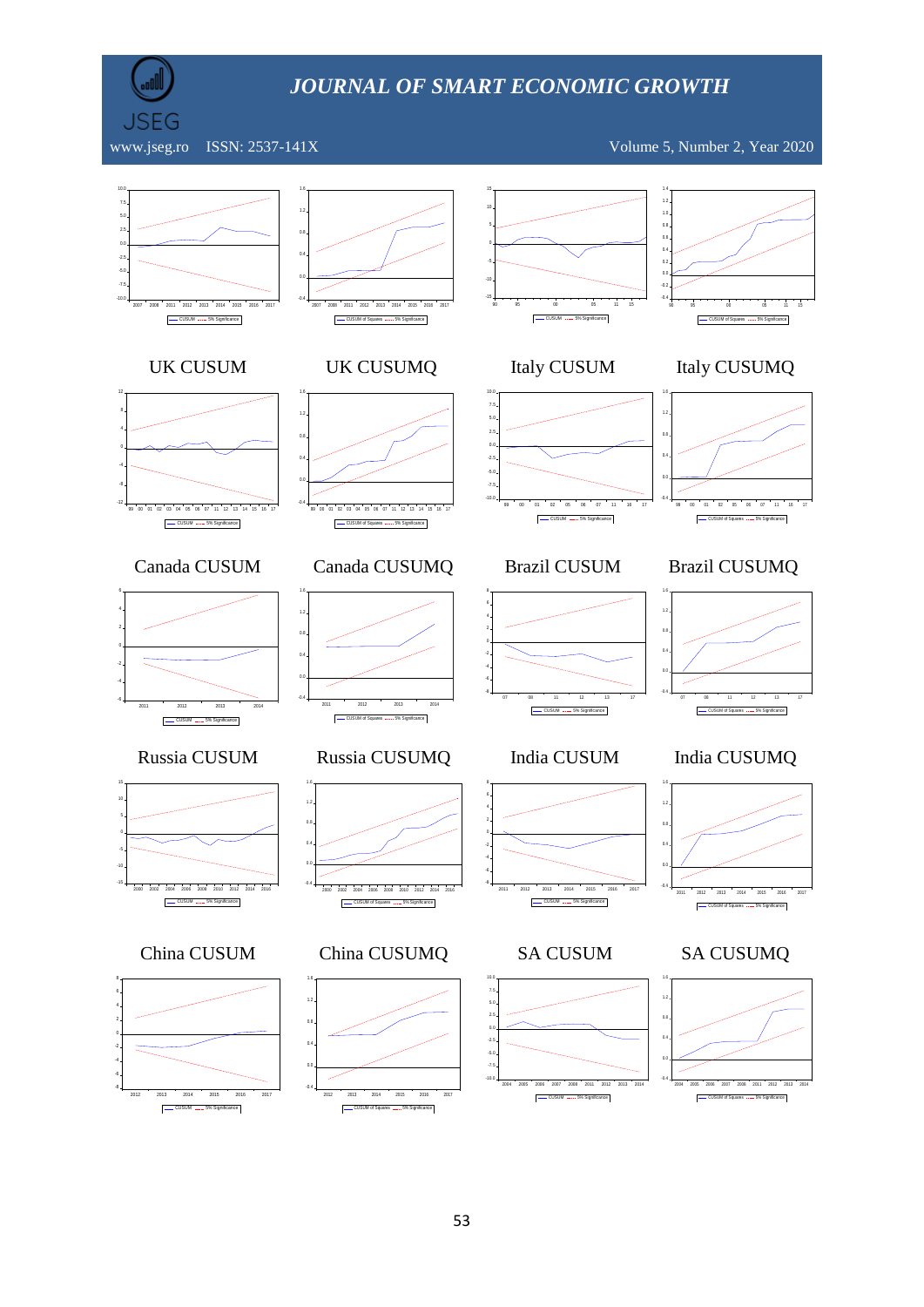UK CUSUM

UK CUSUMQ

Italy CUSUM

Italy CUSUMQ

Canada CUSUM

Canada CUSUMQ

Brazil CUSUM

Brazil CUSUMQ

Russia CUSUM

Russia CUSUMQ

India CUSUM

India CUSUMQ

China CUSUM

China CUSUMQ

SA CUSUM

SA CUSUMQ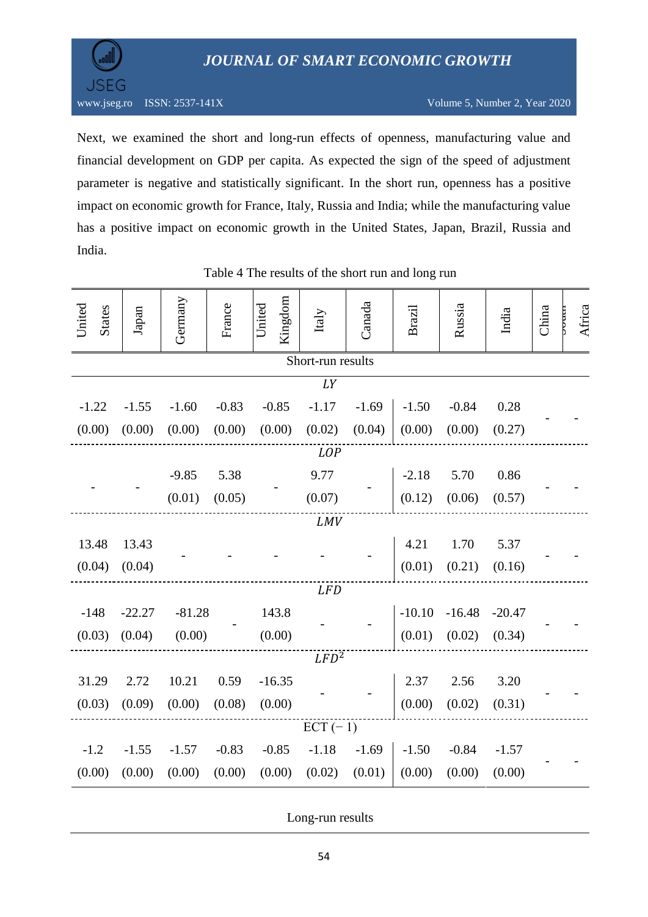Next, we examined the short and long-run effects of openness, manufacturing value and financial development on GDP per capita. As expected the sign of the speed of adjustment parameter is negative and statistically significant. In the short run, openness has a positive impact on economic growth for France, Italy, Russia and India; while the manufacturing value has a positive impact on economic growth in the United States, Japan, Brazil, Russia and India.

Table 4 The results of the short run and long run

| United States | Japan | Germany | France | United Kingdom | Italy | Canada | Brazil | Russia | India | China | South Africa |
|---|---|---|---|---|---|---|---|---|---|---|---|
| **Short-run results** | | | | | | | | | | | |
| *LY* | | | | | | | | | | | |
| -1.22 | -1.55 | -1.60 | -0.83 | -0.85 | -1.17 | -1.69 | -1.50 | -0.84 | 0.28 | - | - |
| (0.00) | (0.00) | (0.00) | (0.00) | (0.00) | (0.02) | (0.04) | (0.00) | (0.00) | (0.27) | | |
| *LOP* | | | | | | | | | | | |
| - | - | -9.85 | 5.38 | - | 9.77 | - | -2.18 | 5.70 | 0.86 | - | - |
| | | (0.01) | (0.05) | | (0.07) | | (0.12) | (0.06) | (0.57) | | |
| *LMV* | | | | | | | | | | | |
| 13.48 | 13.43 | - | - | - | - | - | 4.21 | 1.70 | 5.37 | - | - |
| (0.04) | (0.04) | | | | | | (0.01) | (0.21) | (0.16) | | |
| *LFD* | | | | | | | | | | | |
| -148 | -22.27 | -81.28 | - | 143.8 | - | - | -10.10 | -16.48 | -20.47 | - | - |
| (0.03) | (0.04) | (0.00) | | (0.00) | | | (0.01) | (0.02) | (0.34) | | |
| $LFD^2$ | | | | | | | | | | | |
| 31.29 | 2.72 | 10.21 | 0.59 | -16.35 | - | - | 2.37 | 2.56 | 3.20 | - | - |
| (0.03) | (0.09) | (0.00) | (0.08) | (0.00) | | | (0.00) | (0.02) | (0.31) | | |
| ECT $(-1)$ | | | | | | | | | | | |
| -1.2 | -1.55 | -1.57 | -0.83 | -0.85 | -1.18 | -1.69 | -1.50 | -0.84 | -1.57 | - | - |
| (0.00) | (0.00) | (0.00) | (0.00) | (0.00) | (0.02) | (0.01) | (0.00) | (0.00) | (0.00) | | |

Long-run results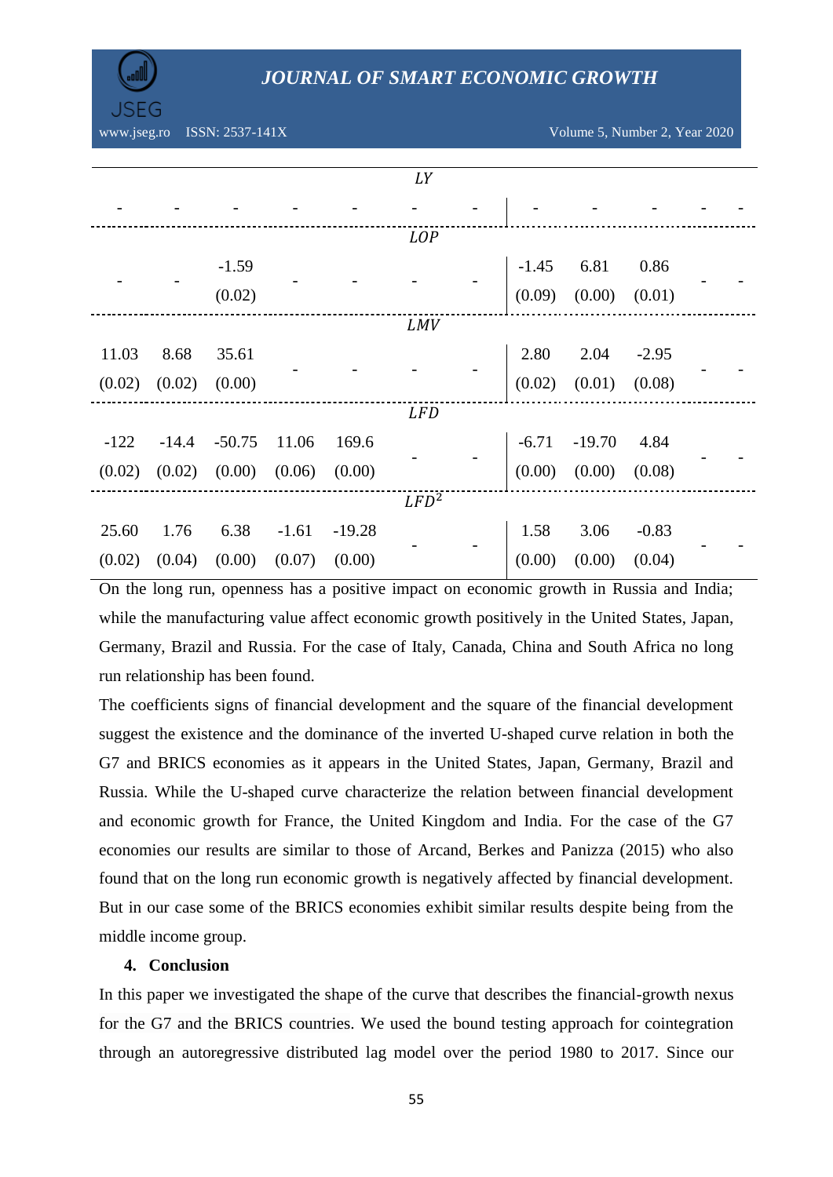| | | | | | | | | | | | | |
|---|---|---|---|---|---|---|---|---|---|---|---|---|
| *LY* | | | | | | | | | | | | |
| | - | - | - | - | - | - | - | - | - | - | - | - |
| *LOP* | | | | | | | | | | | | |
| | - | - | -1.59 | - | - | - | - | -1.45 | 6.81 | 0.86 | - | - |
| | | | (0.02) | | | | | (0.09) | (0.00) | (0.01) | | |
| *LMV* | | | | | | | | | | | | |
| | 11.03 | 8.68 | 35.61 | - | - | - | - | 2.80 | 2.04 | -2.95 | - | - |
| | (0.02) | (0.02) | (0.00) | | | | | (0.02) | (0.01) | (0.08) | | |
| *LFD* | | | | | | | | | | | | |
| | -122 | -14.4 | -50.75 | 11.06 | 169.6 | - | - | -6.71 | -19.70 | 4.84 | - | - |
| | (0.02) | (0.02) | (0.00) | (0.06) | (0.00) | | | (0.00) | (0.00) | (0.08) | | |
| $LFD^2$ | | | | | | | | | | | | |
| | 25.60 | 1.76 | 6.38 | -1.61 | -19.28 | - | - | 1.58 | 3.06 | -0.83 | - | - |
| | (0.02) | (0.04) | (0.00) | (0.07) | (0.00) | | | (0.00) | (0.00) | (0.04) | | |

On the long run, openness has a positive impact on economic growth in Russia and India; while the manufacturing value affect economic growth positively in the United States, Japan, Germany, Brazil and Russia. For the case of Italy, Canada, China and South Africa no long run relationship has been found.

The coefficients signs of financial development and the square of the financial development suggest the existence and the dominance of the inverted U-shaped curve relation in both the G7 and BRICS economies as it appears in the United States, Japan, Germany, Brazil and Russia. While the U-shaped curve characterize the relation between financial development and economic growth for France, the United Kingdom and India. For the case of the G7 economies our results are similar to those of Arcand, Berkes and Panizza (2015) who also found that on the long run economic growth is negatively affected by financial development. But in our case some of the BRICS economies exhibit similar results despite being from the middle income group.

## 4. Conclusion

In this paper we investigated the shape of the curve that describes the financial-growth nexus for the G7 and the BRICS countries. We used the bound testing approach for cointegration through an autoregressive distributed lag model over the period 1980 to 2017. Since our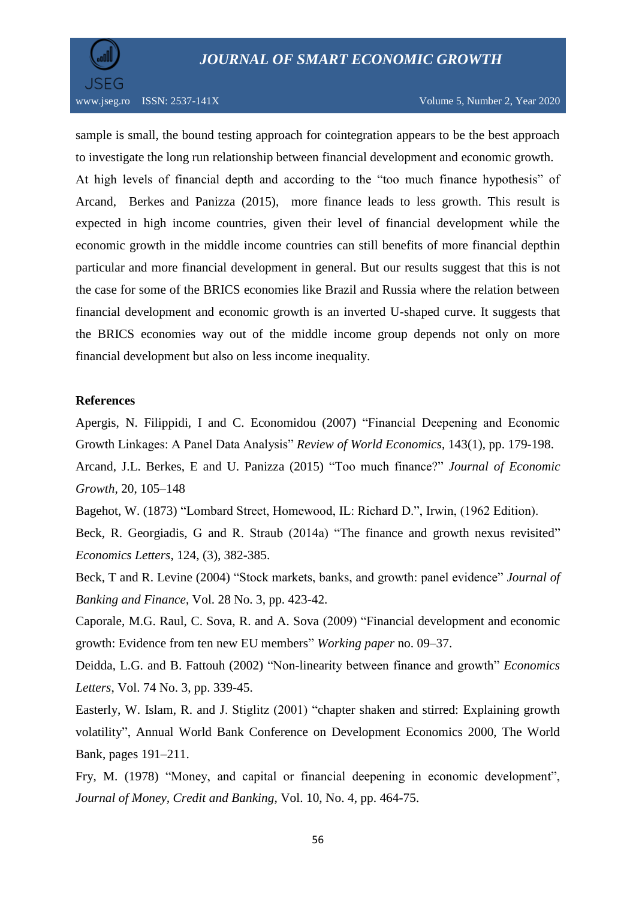sample is small, the bound testing approach for cointegration appears to be the best approach to investigate the long run relationship between financial development and economic growth. At high levels of financial depth and according to the "too much finance hypothesis" of Arcand, Berkes and Panizza (2015), more finance leads to less growth. This result is expected in high income countries, given their level of financial development while the economic growth in the middle income countries can still benefits of more financial depthin particular and more financial development in general. But our results suggest that this is not the case for some of the BRICS economies like Brazil and Russia where the relation between financial development and economic growth is an inverted U-shaped curve. It suggests that the BRICS economies way out of the middle income group depends not only on more financial development but also on less income inequality.

## References

Apergis, N. Filippidi, I and C. Economidou (2007) "Financial Deepening and Economic Growth Linkages: A Panel Data Analysis" *Review of World Economics*, 143(1), pp. 179-198.

Arcand, J.L. Berkes, E and U. Panizza (2015) "Too much finance?" *Journal of Economic Growth*, 20, 105–148

Bagehot, W. (1873) "Lombard Street, Homewood, IL: Richard D.", Irwin, (1962 Edition).

Beck, R. Georgiadis, G and R. Straub (2014a) "The finance and growth nexus revisited" *Economics Letters*, 124, (3), 382-385.

Beck, T and R. Levine (2004) "Stock markets, banks, and growth: panel evidence" *Journal of Banking and Finance*, Vol. 28 No. 3, pp. 423-42.

Caporale, M.G. Raul, C. Sova, R. and A. Sova (2009) "Financial development and economic growth: Evidence from ten new EU members" *Working paper* no. 09–37.

Deidda, L.G. and B. Fattouh (2002) "Non-linearity between finance and growth" *Economics Letters*, Vol. 74 No. 3, pp. 339-45.

Easterly, W. Islam, R. and J. Stiglitz (2001) "chapter shaken and stirred: Explaining growth volatility", Annual World Bank Conference on Development Economics 2000, The World Bank, pages 191–211.

Fry, M. (1978) "Money, and capital or financial deepening in economic development", *Journal of Money, Credit and Banking*, Vol. 10, No. 4, pp. 464-75.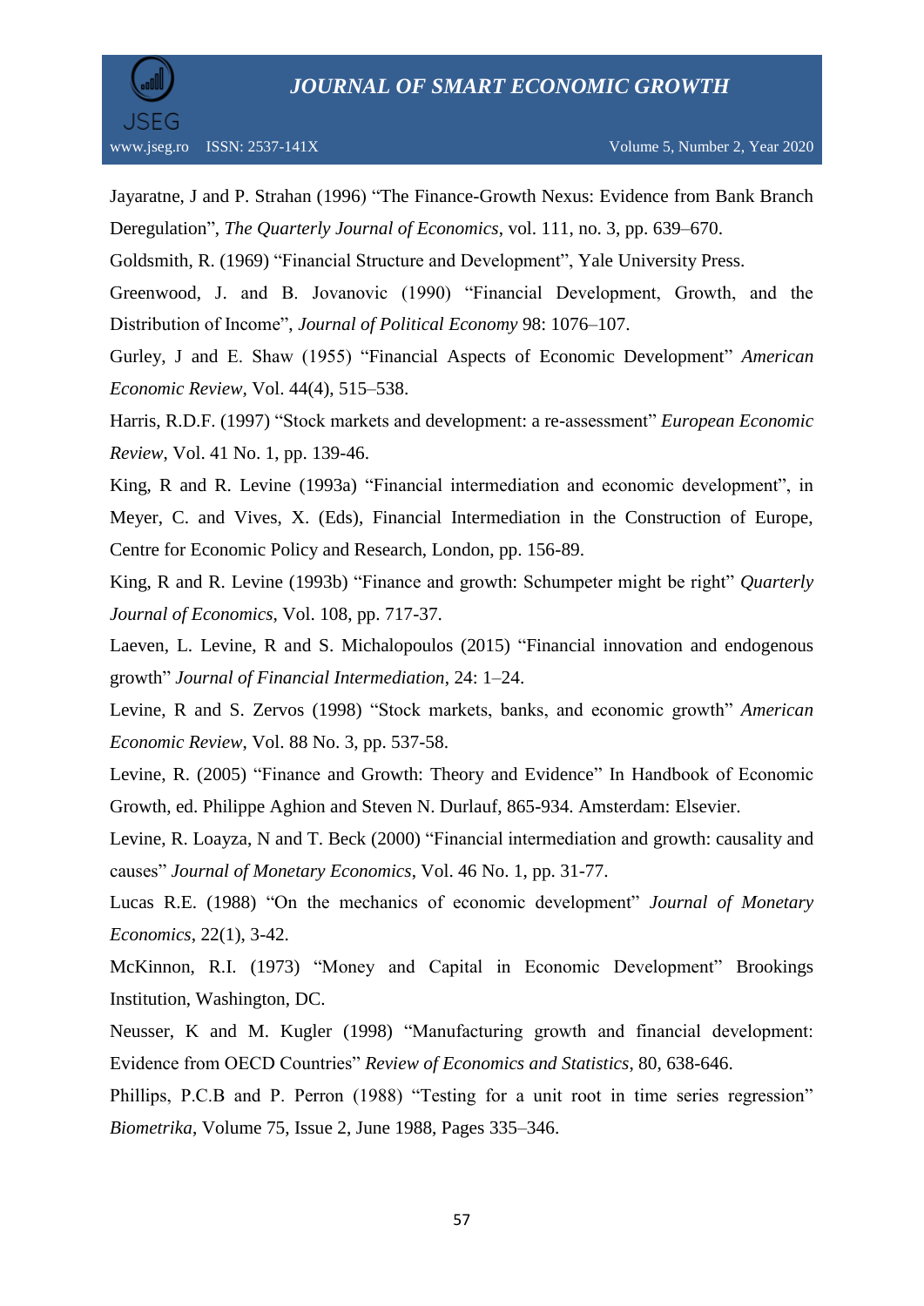Jayaratne, J and P. Strahan (1996) "The Finance-Growth Nexus: Evidence from Bank Branch Deregulation", *The Quarterly Journal of Economics*, vol. 111, no. 3, pp. 639–670.

Goldsmith, R. (1969) "Financial Structure and Development", Yale University Press.

Greenwood, J. and B. Jovanovic (1990) "Financial Development, Growth, and the Distribution of Income", *Journal of Political Economy* 98: 1076–107.

Gurley, J and E. Shaw (1955) "Financial Aspects of Economic Development" *American Economic Review*, Vol. 44(4), 515–538.

Harris, R.D.F. (1997) "Stock markets and development: a re-assessment" *European Economic Review*, Vol. 41 No. 1, pp. 139-46.

King, R and R. Levine (1993a) "Financial intermediation and economic development", in Meyer, C. and Vives, X. (Eds), Financial Intermediation in the Construction of Europe, Centre for Economic Policy and Research, London, pp. 156-89.

King, R and R. Levine (1993b) "Finance and growth: Schumpeter might be right" *Quarterly Journal of Economics*, Vol. 108, pp. 717-37.

Laeven, L. Levine, R and S. Michalopoulos (2015) "Financial innovation and endogenous growth" *Journal of Financial Intermediation*, 24: 1–24.

Levine, R and S. Zervos (1998) "Stock markets, banks, and economic growth" *American Economic Review*, Vol. 88 No. 3, pp. 537-58.

Levine, R. (2005) "Finance and Growth: Theory and Evidence" In Handbook of Economic Growth, ed. Philippe Aghion and Steven N. Durlauf, 865-934. Amsterdam: Elsevier.

Levine, R. Loayza, N and T. Beck (2000) "Financial intermediation and growth: causality and causes" *Journal of Monetary Economics*, Vol. 46 No. 1, pp. 31-77.

Lucas R.E. (1988) "On the mechanics of economic development" *Journal of Monetary Economics*, 22(1), 3-42.

McKinnon, R.I. (1973) "Money and Capital in Economic Development" Brookings Institution, Washington, DC.

Neusser, K and M. Kugler (1998) "Manufacturing growth and financial development: Evidence from OECD Countries" *Review of Economics and Statistics*, 80, 638-646.

Phillips, P.C.B and P. Perron (1988) "Testing for a unit root in time series regression" *Biometrika*, Volume 75, Issue 2, June 1988, Pages 335–346.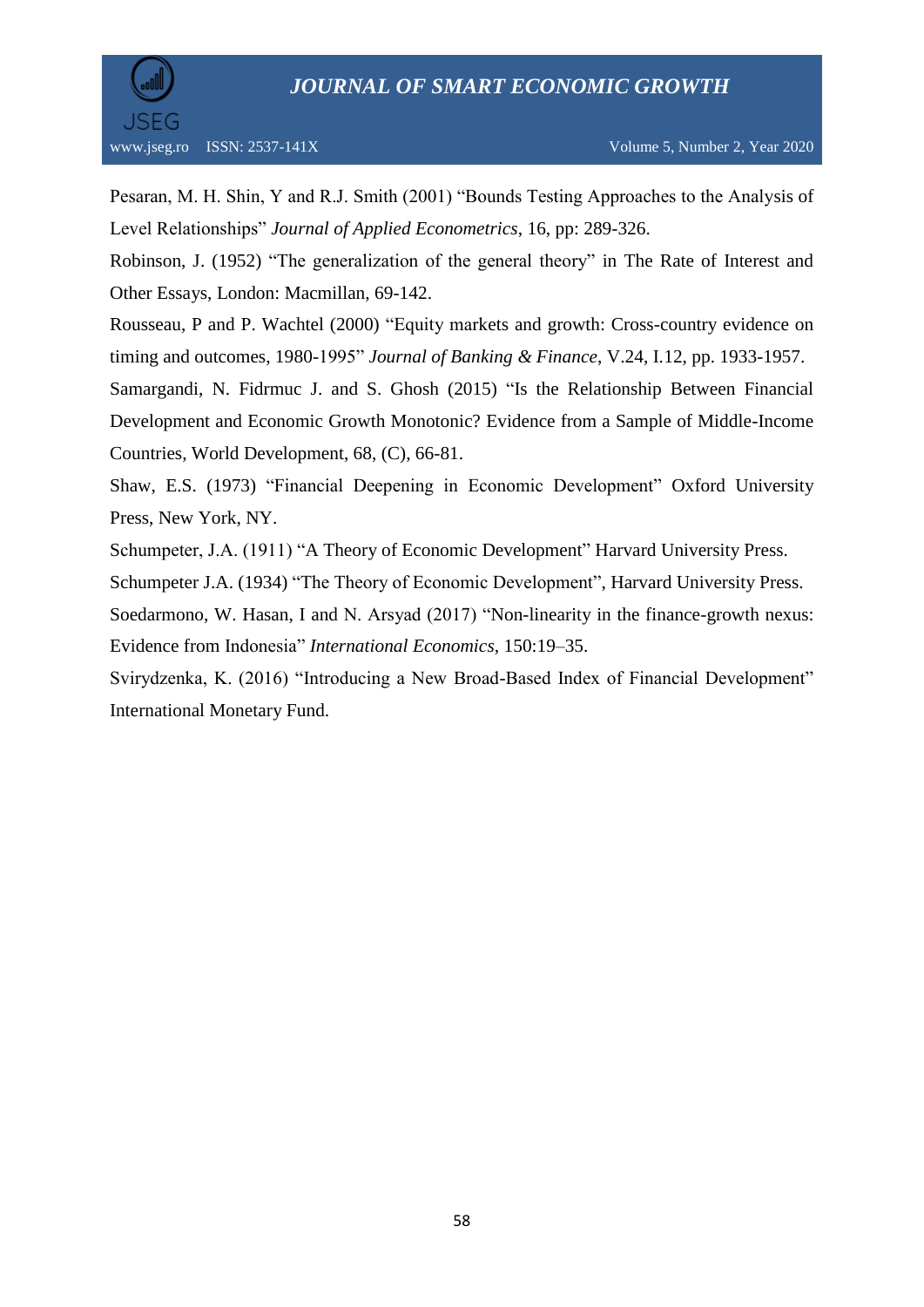Pesaran, M. H. Shin, Y and R.J. Smith (2001) "Bounds Testing Approaches to the Analysis of Level Relationships" *Journal of Applied Econometrics*, 16, pp: 289-326.

Robinson, J. (1952) "The generalization of the general theory" in The Rate of Interest and Other Essays, London: Macmillan, 69-142.

Rousseau, P and P. Wachtel (2000) "Equity markets and growth: Cross-country evidence on timing and outcomes, 1980-1995" *Journal of Banking & Finance*, V.24, I.12, pp. 1933-1957.

Samargandi, N. Fidrmuc J. and S. Ghosh (2015) "Is the Relationship Between Financial Development and Economic Growth Monotonic? Evidence from a Sample of Middle-Income Countries, World Development, 68, (C), 66-81.

Shaw, E.S. (1973) "Financial Deepening in Economic Development" Oxford University Press, New York, NY.

Schumpeter, J.A. (1911) "A Theory of Economic Development" Harvard University Press.

Schumpeter J.A. (1934) "The Theory of Economic Development", Harvard University Press.

Soedarmono, W. Hasan, I and N. Arsyad (2017) "Non-linearity in the finance-growth nexus: Evidence from Indonesia" *International Economics*, 150:19–35.

Svirydzenka, K. (2016) "Introducing a New Broad-Based Index of Financial Development" International Monetary Fund.